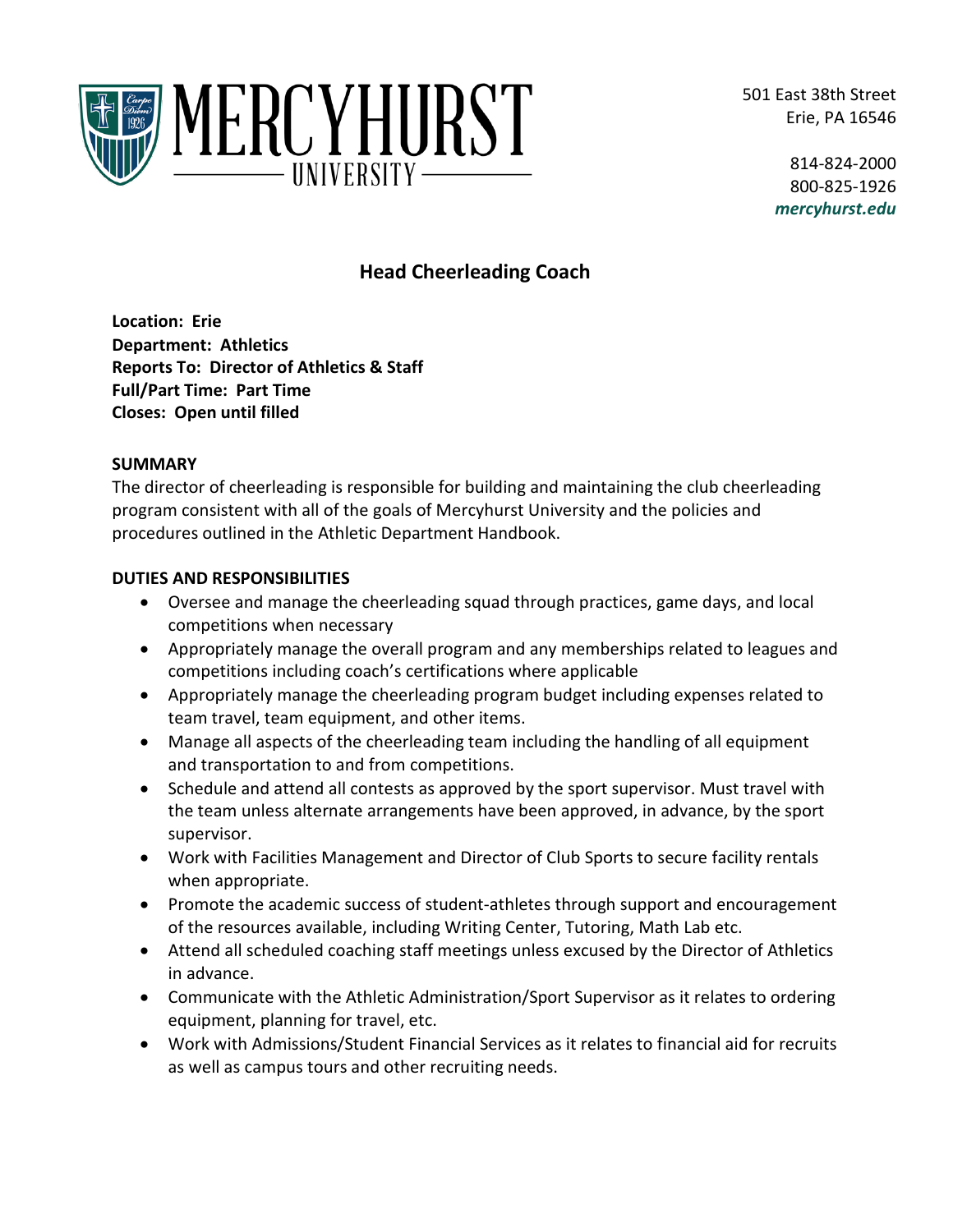MERCYHURST UNIVERSITY

501 East 38th Street
Erie, PA 16546

814-824-2000
800-825-1926
*mercyhurst.edu*

# Head Cheerleading Coach

**Location: Erie**
**Department: Athletics**
**Reports To: Director of Athletics & Staff**
**Full/Part Time: Part Time**
**Closes: Open until filled**

## SUMMARY

The director of cheerleading is responsible for building and maintaining the club cheerleading program consistent with all of the goals of Mercyhurst University and the policies and procedures outlined in the Athletic Department Handbook.

## DUTIES AND RESPONSIBILITIES

- Oversee and manage the cheerleading squad through practices, game days, and local competitions when necessary
- Appropriately manage the overall program and any memberships related to leagues and competitions including coach's certifications where applicable
- Appropriately manage the cheerleading program budget including expenses related to team travel, team equipment, and other items.
- Manage all aspects of the cheerleading team including the handling of all equipment and transportation to and from competitions.
- Schedule and attend all contests as approved by the sport supervisor. Must travel with the team unless alternate arrangements have been approved, in advance, by the sport supervisor.
- Work with Facilities Management and Director of Club Sports to secure facility rentals when appropriate.
- Promote the academic success of student-athletes through support and encouragement of the resources available, including Writing Center, Tutoring, Math Lab etc.
- Attend all scheduled coaching staff meetings unless excused by the Director of Athletics in advance.
- Communicate with the Athletic Administration/Sport Supervisor as it relates to ordering equipment, planning for travel, etc.
- Work with Admissions/Student Financial Services as it relates to financial aid for recruits as well as campus tours and other recruiting needs.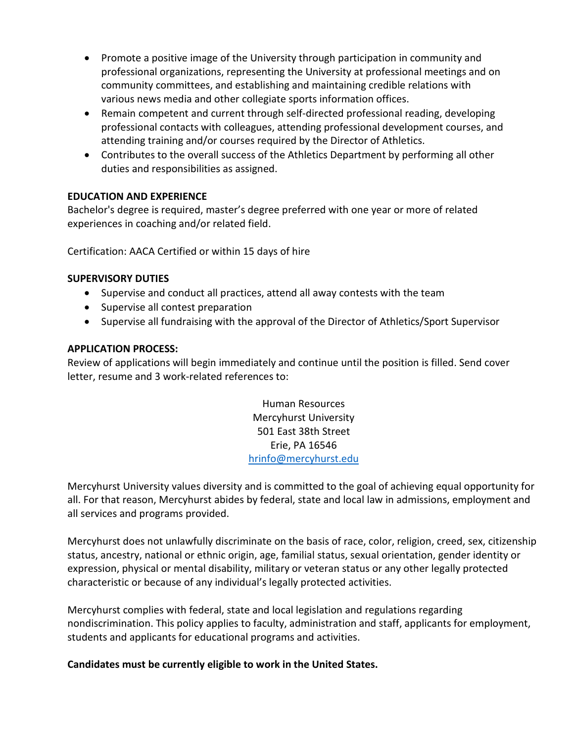- Promote a positive image of the University through participation in community and professional organizations, representing the University at professional meetings and on community committees, and establishing and maintaining credible relations with various news media and other collegiate sports information offices.
- Remain competent and current through self-directed professional reading, developing professional contacts with colleagues, attending professional development courses, and attending training and/or courses required by the Director of Athletics.
- Contributes to the overall success of the Athletics Department by performing all other duties and responsibilities as assigned.

**EDUCATION AND EXPERIENCE**

Bachelor's degree is required, master's degree preferred with one year or more of related experiences in coaching and/or related field.

Certification: AACA Certified or within 15 days of hire

**SUPERVISORY DUTIES**

- Supervise and conduct all practices, attend all away contests with the team
- Supervise all contest preparation
- Supervise all fundraising with the approval of the Director of Athletics/Sport Supervisor

**APPLICATION PROCESS:**

Review of applications will begin immediately and continue until the position is filled. Send cover letter, resume and 3 work-related references to:

Human Resources
Mercyhurst University
501 East 38th Street
Erie, PA 16546
hrinfo@mercyhurst.edu

Mercyhurst University values diversity and is committed to the goal of achieving equal opportunity for all. For that reason, Mercyhurst abides by federal, state and local law in admissions, employment and all services and programs provided.

Mercyhurst does not unlawfully discriminate on the basis of race, color, religion, creed, sex, citizenship status, ancestry, national or ethnic origin, age, familial status, sexual orientation, gender identity or expression, physical or mental disability, military or veteran status or any other legally protected characteristic or because of any individual's legally protected activities.

Mercyhurst complies with federal, state and local legislation and regulations regarding nondiscrimination. This policy applies to faculty, administration and staff, applicants for employment, students and applicants for educational programs and activities.

**Candidates must be currently eligible to work in the United States.**